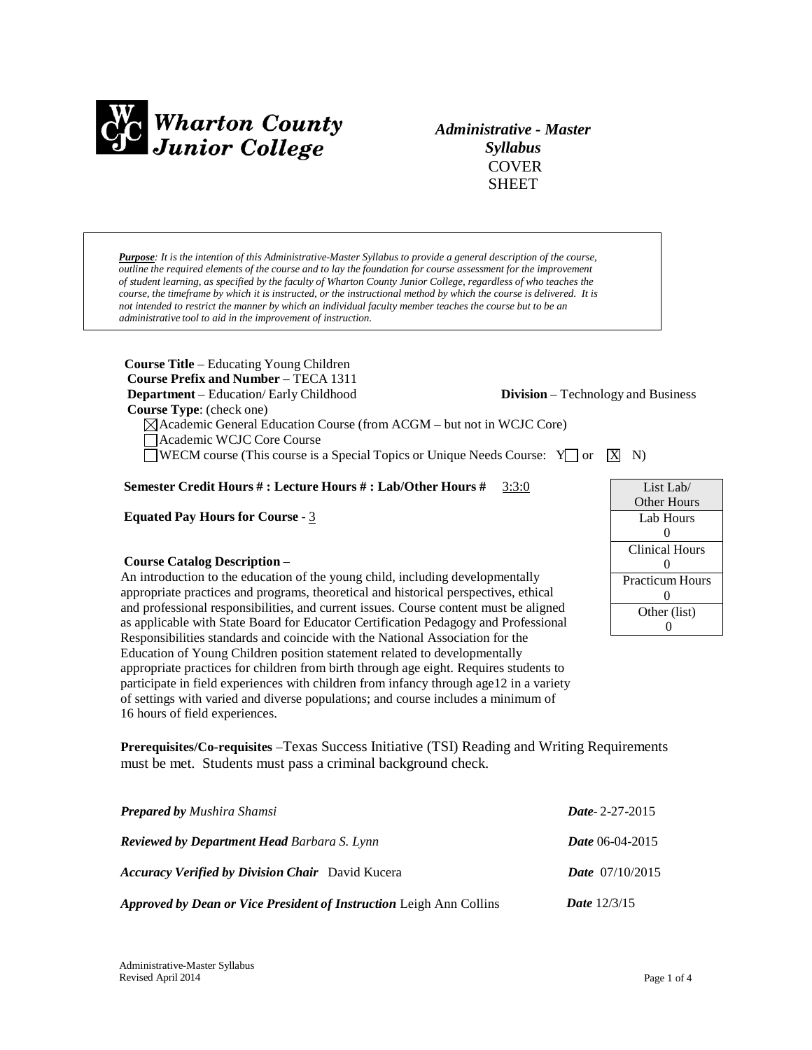**Wharton County Junior College**

***Administrative - Master Syllabus***
COVER SHEET

> ***Purpose****: It is the intention of this Administrative-Master Syllabus to provide a general description of the course, outline the required elements of the course and to lay the foundation for course assessment for the improvement of student learning, as specified by the faculty of Wharton County Junior College, regardless of who teaches the course, the timeframe by which it is instructed, or the instructional method by which the course is delivered. It is not intended to restrict the manner by which an individual faculty member teaches the course but to be an administrative tool to aid in the improvement of instruction.*

**Course Title** – Educating Young Children
**Course Prefix and Number** – TECA 1311
**Department** – Education/ Early Childhood **Division** – Technology and Business
**Course Type**: (check one)

- ☒ Academic General Education Course (from ACGM – but not in WCJC Core)
- ☐ Academic WCJC Core Course
- ☐ WECM course (This course is a Special Topics or Unique Needs Course: Y☐ or ☒ N)

**Semester Credit Hours # : Lecture Hours # : Lab/Other Hours #** 3:3:0

**Equated Pay Hours for Course** - 3

| List Lab/ Other Hours |
|---|
| Lab Hours 0 |
| Clinical Hours 0 |
| Practicum Hours 0 |
| Other (list) 0 |

**Course Catalog Description** –
An introduction to the education of the young child, including developmentally appropriate practices and programs, theoretical and historical perspectives, ethical and professional responsibilities, and current issues. Course content must be aligned as applicable with State Board for Educator Certification Pedagogy and Professional Responsibilities standards and coincide with the National Association for the Education of Young Children position statement related to developmentally appropriate practices for children from birth through age eight. Requires students to participate in field experiences with children from infancy through age12 in a variety of settings with varied and diverse populations; and course includes a minimum of 16 hours of field experiences.

**Prerequisites/Co-requisites** –Texas Success Initiative (TSI) Reading and Writing Requirements must be met. Students must pass a criminal background check.

***Prepared by*** *Mushira Shamsi* ***Date***- 2-27-2015

***Reviewed by Department Head*** *Barbara S. Lynn* ***Date*** 06-04-2015

***Accuracy Verified by Division Chair*** David Kucera ***Date*** 07/10/2015

***Approved by Dean or Vice President of Instruction*** Leigh Ann Collins ***Date*** 12/3/15

Administrative-Master Syllabus
Revised April 2014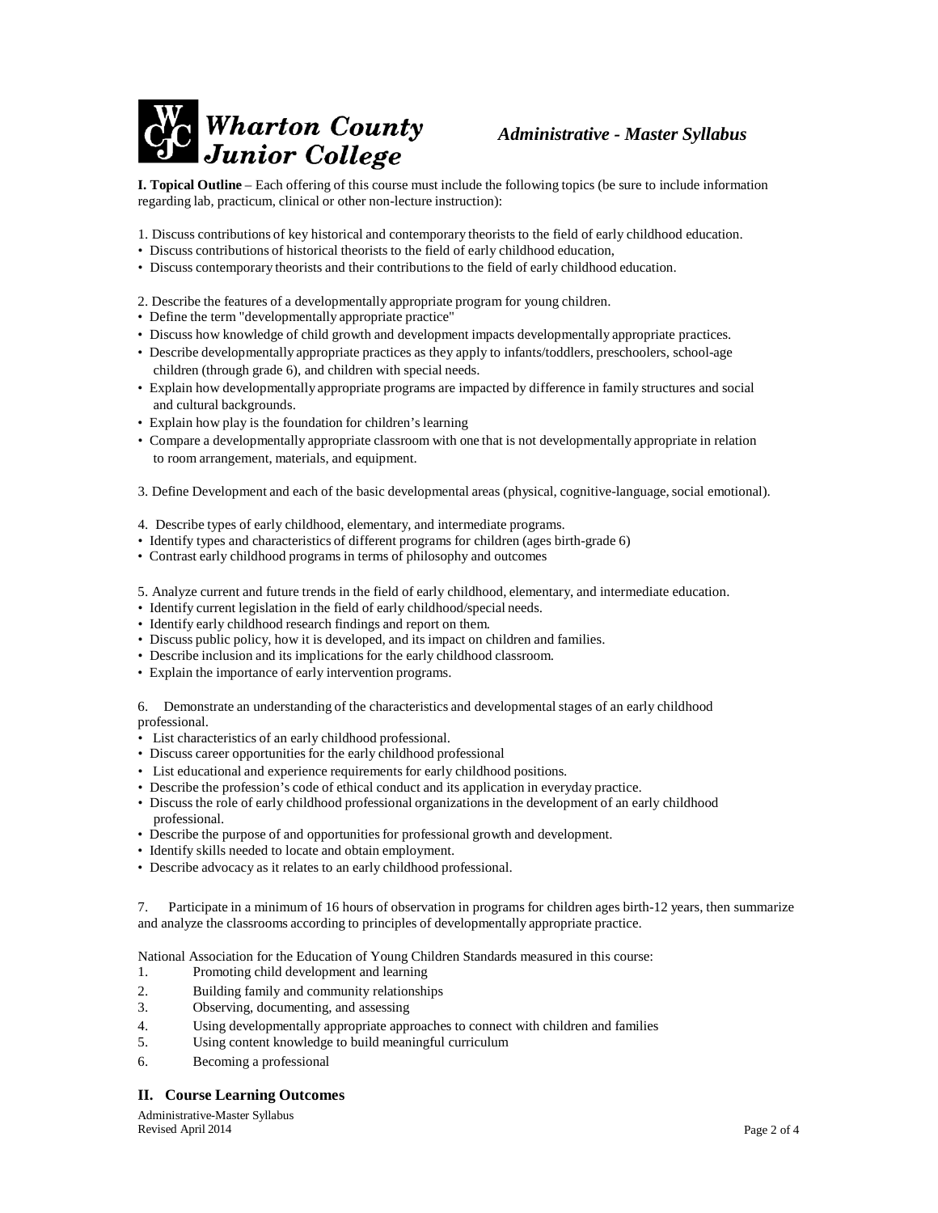**I. Topical Outline** – Each offering of this course must include the following topics (be sure to include information regarding lab, practicum, clinical or other non-lecture instruction):

1. Discuss contributions of key historical and contemporary theorists to the field of early childhood education.
- Discuss contributions of historical theorists to the field of early childhood education,
- Discuss contemporary theorists and their contributions to the field of early childhood education.

2. Describe the features of a developmentally appropriate program for young children.
- Define the term "developmentally appropriate practice"
- Discuss how knowledge of child growth and development impacts developmentally appropriate practices.
- Describe developmentally appropriate practices as they apply to infants/toddlers, preschoolers, school-age children (through grade 6), and children with special needs.
- Explain how developmentally appropriate programs are impacted by difference in family structures and social and cultural backgrounds.
- Explain how play is the foundation for children's learning
- Compare a developmentally appropriate classroom with one that is not developmentally appropriate in relation to room arrangement, materials, and equipment.

3. Define Development and each of the basic developmental areas (physical, cognitive-language, social emotional).

4. Describe types of early childhood, elementary, and intermediate programs.
- Identify types and characteristics of different programs for children (ages birth-grade 6)
- Contrast early childhood programs in terms of philosophy and outcomes

5. Analyze current and future trends in the field of early childhood, elementary, and intermediate education.
- Identify current legislation in the field of early childhood/special needs.
- Identify early childhood research findings and report on them.
- Discuss public policy, how it is developed, and its impact on children and families.
- Describe inclusion and its implications for the early childhood classroom.
- Explain the importance of early intervention programs.

6. Demonstrate an understanding of the characteristics and developmental stages of an early childhood professional.
- List characteristics of an early childhood professional.
- Discuss career opportunities for the early childhood professional
- List educational and experience requirements for early childhood positions.
- Describe the profession's code of ethical conduct and its application in everyday practice.
- Discuss the role of early childhood professional organizations in the development of an early childhood professional.
- Describe the purpose of and opportunities for professional growth and development.
- Identify skills needed to locate and obtain employment.
- Describe advocacy as it relates to an early childhood professional.

7. Participate in a minimum of 16 hours of observation in programs for children ages birth-12 years, then summarize and analyze the classrooms according to principles of developmentally appropriate practice.

National Association for the Education of Young Children Standards measured in this course:

1. Promoting child development and learning
2. Building family and community relationships
3. Observing, documenting, and assessing
4. Using developmentally appropriate approaches to connect with children and families
5. Using content knowledge to build meaningful curriculum
6. Becoming a professional

## II. Course Learning Outcomes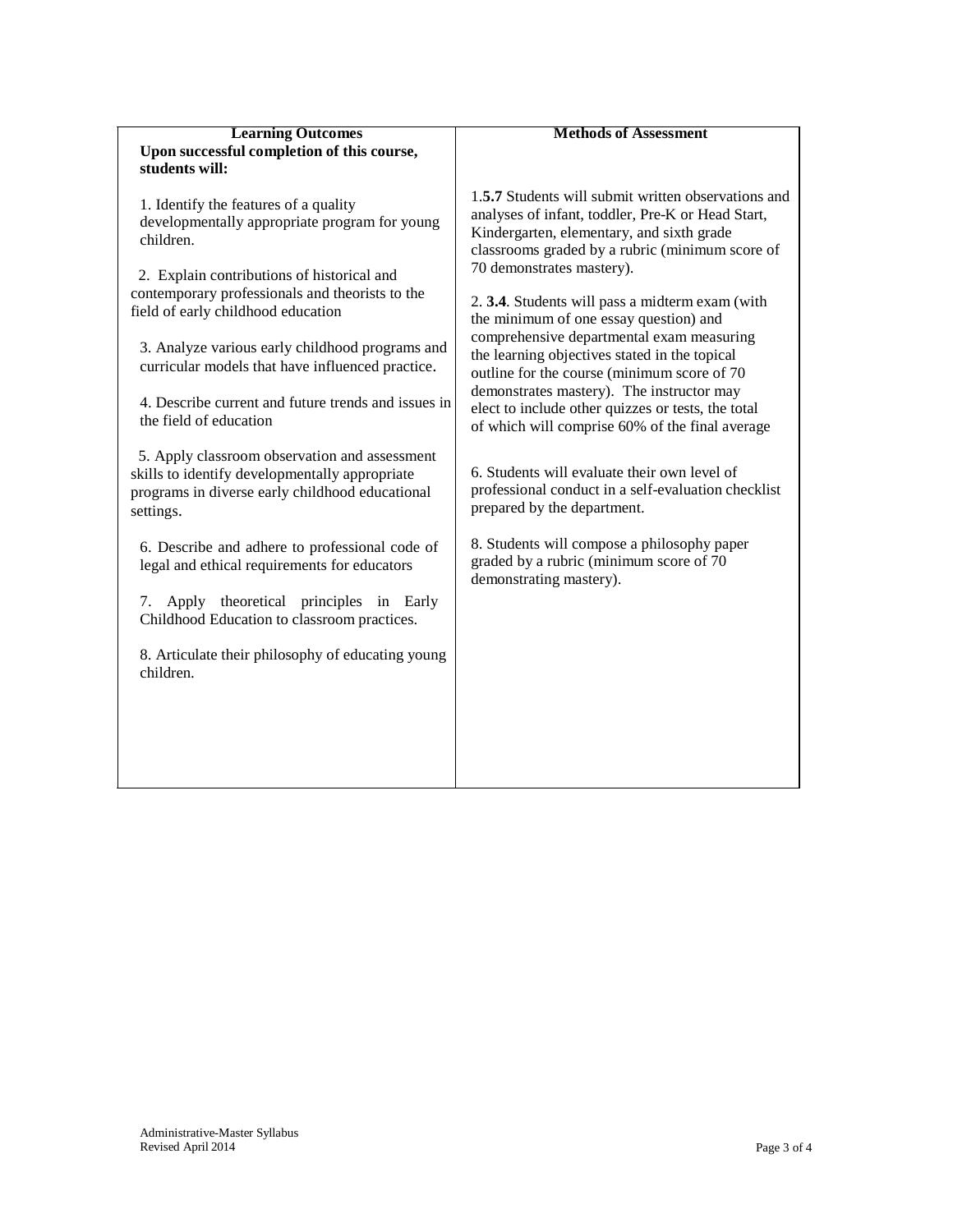| **Learning Outcomes** | **Methods of Assessment** |
|---|---|
| **Upon successful completion of this course, students will:**<br><br>1. Identify the features of a quality developmentally appropriate program for young children.<br><br>2. Explain contributions of historical and contemporary professionals and theorists to the field of early childhood education<br><br>3. Analyze various early childhood programs and curricular models that have influenced practice.<br><br>4. Describe current and future trends and issues in the field of education<br><br>5. Apply classroom observation and assessment skills to identify developmentally appropriate programs in diverse early childhood educational settings.<br><br>6. Describe and adhere to professional code of legal and ethical requirements for educators<br><br>7. Apply theoretical principles in Early Childhood Education to classroom practices.<br><br>8. Articulate their philosophy of educating young children. | 1.**5.7** Students will submit written observations and analyses of infant, toddler, Pre-K or Head Start, Kindergarten, elementary, and sixth grade classrooms graded by a rubric (minimum score of 70 demonstrates mastery).<br><br>2. **3.4**. Students will pass a midterm exam (with the minimum of one essay question) and comprehensive departmental exam measuring the learning objectives stated in the topical outline for the course (minimum score of 70 demonstrates mastery). The instructor may elect to include other quizzes or tests, the total of which will comprise 60% of the final average<br><br>6. Students will evaluate their own level of professional conduct in a self-evaluation checklist prepared by the department.<br><br>8. Students will compose a philosophy paper graded by a rubric (minimum score of 70 demonstrating mastery). |

Administrative-Master Syllabus
Revised April 2014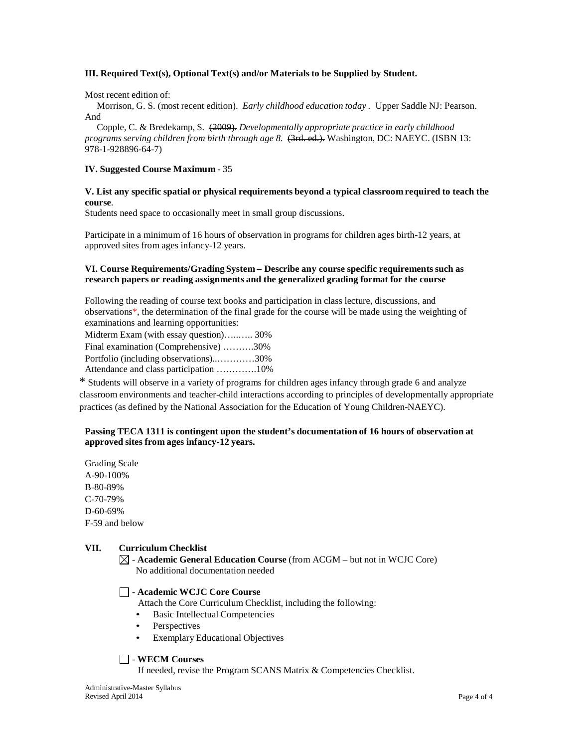**III. Required Text(s), Optional Text(s) and/or Materials to be Supplied by Student.**

Most recent edition of:

Morrison, G. S. (most recent edition). *Early childhood education today* . Upper Saddle NJ: Pearson.
And

Copple, C. & Bredekamp, S. ~~(2009).~~ *Developmentally appropriate practice in early childhood programs serving children from birth through age 8.* ~~(3rd. ed.).~~ Washington, DC: NAEYC. (ISBN 13: 978-1-928896-64-7)

**IV. Suggested Course Maximum** - 35

**V. List any specific spatial or physical requirements beyond a typical classroom required to teach the course**.

Students need space to occasionally meet in small group discussions.

Participate in a minimum of 16 hours of observation in programs for children ages birth-12 years, at approved sites from ages infancy-12 years.

**VI. Course Requirements/Grading System – Describe any course specific requirements such as research papers or reading assignments and the generalized grading format for the course**

Following the reading of course text books and participation in class lecture, discussions, and observations*, the determination of the final grade for the course will be made using the weighting of examinations and learning opportunities:

Midterm Exam (with essay question)…..….. 30%
Final examination (Comprehensive) ……….30%
Portfolio (including observations)..…………30%
Attendance and class participation ………….10%

* Students will observe in a variety of programs for children ages infancy through grade 6 and analyze classroom environments and teacher-child interactions according to principles of developmentally appropriate practices (as defined by the National Association for the Education of Young Children-NAEYC).

**Passing TECA 1311 is contingent upon the student's documentation of 16 hours of observation at approved sites from ages infancy-12 years.**

Grading Scale
A-90-100%
B-80-89%
C-70-79%
D-60-69%
F-59 and below

**VII. Curriculum Checklist**

☒ - **Academic General Education Course** (from ACGM – but not in WCJC Core)
No additional documentation needed

☐ - **Academic WCJC Core Course**
Attach the Core Curriculum Checklist, including the following:

- Basic Intellectual Competencies
- Perspectives
- Exemplary Educational Objectives

☐ - **WECM Courses**
If needed, revise the Program SCANS Matrix & Competencies Checklist.

Administrative-Master Syllabus
Revised April 2014